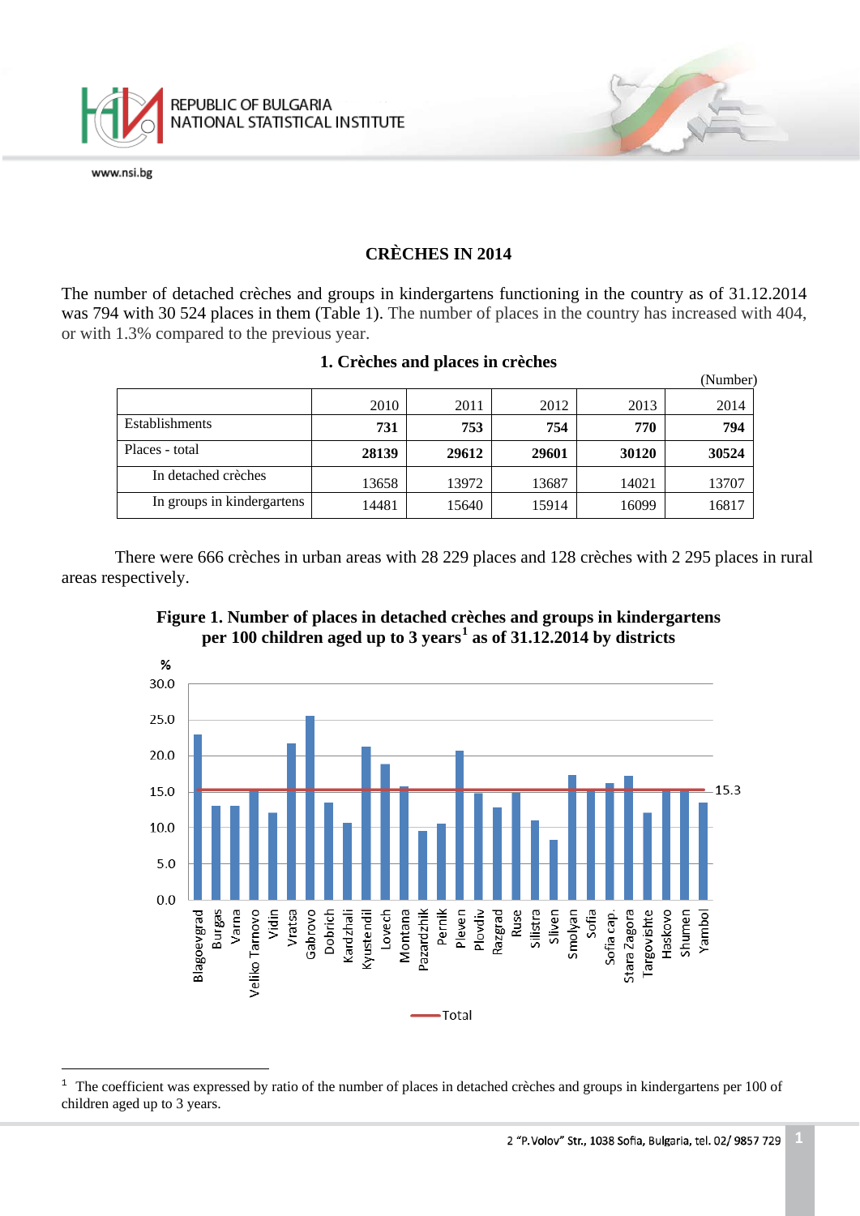# CRÈCHES IN 2014

The number of detached crèches and groups in kindergartens functioning in the country as of 31.12.2014 was 794 with 30 524 places in them (Table 1). The number of places in the country has increased with 404, or with 1.3% compared to the previous year.

**1. Crèches and places in crèches**

(Number)

| | 2010 | 2011 | 2012 | 2013 | 2014 |
|---|---|---|---|---|---|
| Establishments | **731** | **753** | **754** | **770** | **794** |
| Places - total | **28139** | **29612** | **29601** | **30120** | **30524** |
| In detached crèches | 13658 | 13972 | 13687 | 14021 | 13707 |
| In groups in kindergartens | 14481 | 15640 | 15914 | 16099 | 16817 |

There were 666 crèches in urban areas with 28 229 places and 128 crèches with 2 295 places in rural areas respectively.

**Figure 1. Number of places in detached crèches and groups in kindergartens per 100 children aged up to 3 years[1] as of 31.12.2014 by districts**

%

30.0
25.0
20.0
15.0
10.0
5.0
0.0

15.3

Blagoevgrad, Burgas, Varna, Veliko Tarnovo, Vidin, Vratsa, Gabrovo, Dobrich, Kardzhali, Kyustendil, Lovech, Montana, Pazardzhik, Pernik, Pleven, Plovdiv, Razgrad, Ruse, Silistra, Sliven, Smolyan, Sofia, Sofia cap., Stara Zagora, Targovishte, Haskovo, Shumen, Yambol

Total

---

[1] The coefficient was expressed by ratio of the number of places in detached crèches and groups in kindergartens per 100 of children aged up to 3 years.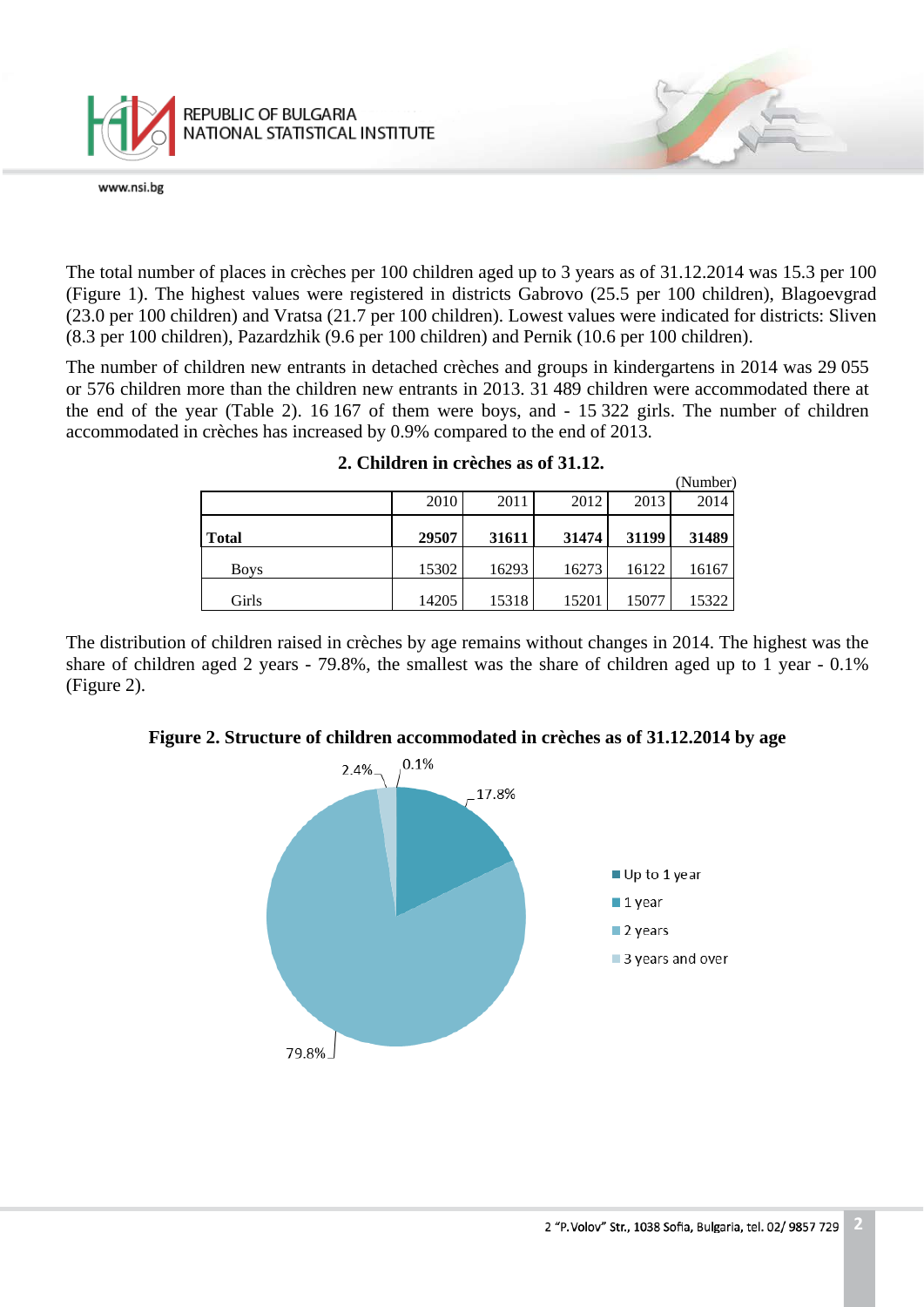The total number of places in crèches per 100 children aged up to 3 years as of 31.12.2014 was 15.3 per 100 (Figure 1). The highest values were registered in districts Gabrovo (25.5 per 100 children), Blagoevgrad (23.0 per 100 children) and Vratsa (21.7 per 100 children). Lowest values were indicated for districts: Sliven (8.3 per 100 children), Pazardzhik (9.6 per 100 children) and Pernik (10.6 per 100 children).

The number of children new entrants in detached crèches and groups in kindergartens in 2014 was 29 055 or 576 children more than the children new entrants in 2013. 31 489 children were accommodated there at the end of the year (Table 2). 16 167 of them were boys, and - 15 322 girls. The number of children accommodated in crèches has increased by 0.9% compared to the end of 2013.

### 2. Children in crèches as of 31.12.

(Number)

| | 2010 | 2011 | 2012 | 2013 | 2014 |
|---|---|---|---|---|---|
| **Total** | **29507** | **31611** | **31474** | **31199** | **31489** |
| Boys | 15302 | 16293 | 16273 | 16122 | 16167 |
| Girls | 14205 | 15318 | 15201 | 15077 | 15322 |

The distribution of children raised in crèches by age remains without changes in 2014. The highest was the share of children aged 2 years - 79.8%, the smallest was the share of children aged up to 1 year - 0.1% (Figure 2).

**Figure 2. Structure of children accommodated in crèches as of 31.12.2014 by age**

2.4%
0.1%
17.8%
79.8%

Up to 1 year
1 year
2 years
3 years and over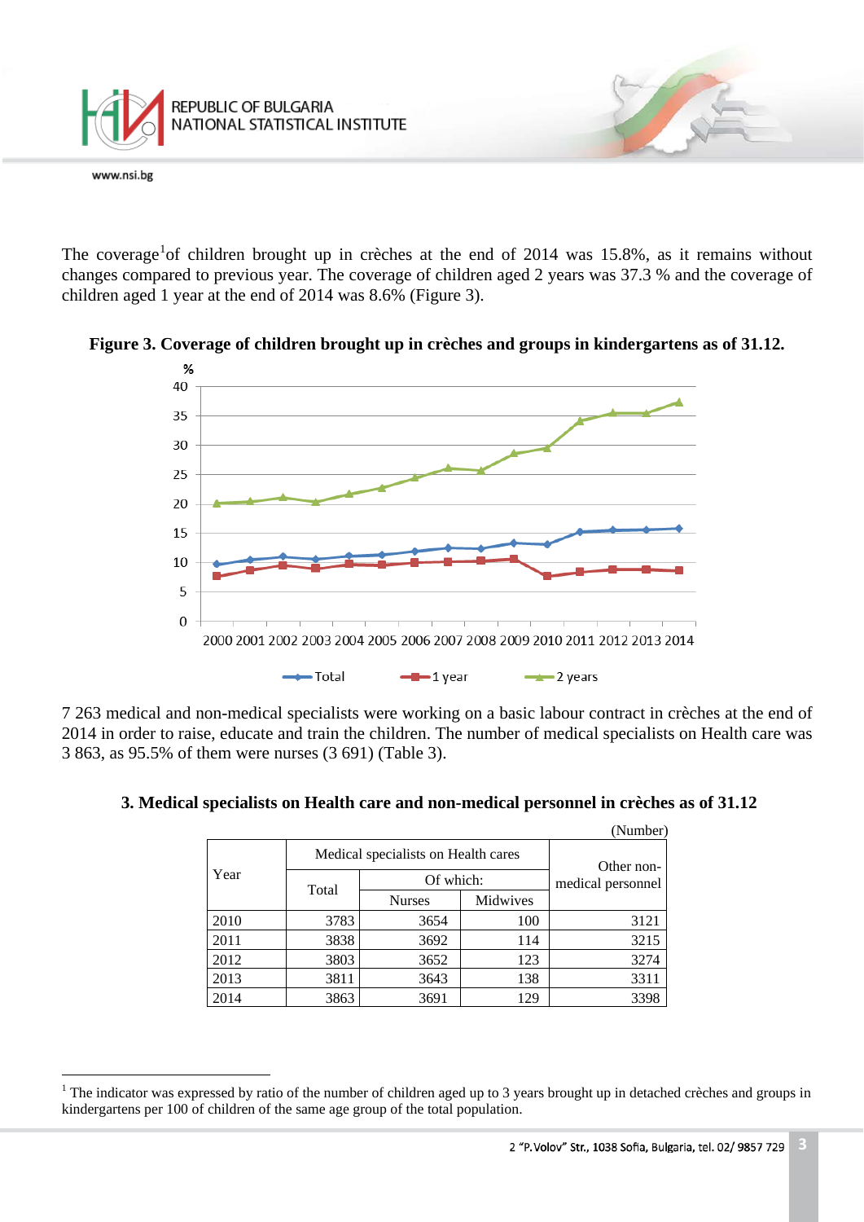The coverage[1] of children brought up in crèches at the end of 2014 was 15.8%, as it remains without changes compared to previous year. The coverage of children aged 2 years was 37.3 % and the coverage of children aged 1 year at the end of 2014 was 8.6% (Figure 3).

**Figure 3. Coverage of children brought up in crèches and groups in kindergartens as of 31.12.**

%

40
35
30
25
20
15
10
5
0

2000 2001 2002 2003 2004 2005 2006 2007 2008 2009 2010 2011 2012 2013 2014

Total 1 year 2 years

7 263 medical and non-medical specialists were working on a basic labour contract in crèches at the end of 2014 in order to raise, educate and train the children. The number of medical specialists on Health care was 3 863, as 95.5% of them were nurses (3 691) (Table 3).

**3. Medical specialists on Health care and non-medical personnel in crèches as of 31.12**

(Number)

| Year | Medical specialists on Health cares | | | Other non-medical personnel |
|---|---|---|---|---|
| | Total | Of which: | | |
| | | Nurses | Midwives | |
| 2010 | 3783 | 3654 | 100 | 3121 |
| 2011 | 3838 | 3692 | 114 | 3215 |
| 2012 | 3803 | 3652 | 123 | 3274 |
| 2013 | 3811 | 3643 | 138 | 3311 |
| 2014 | 3863 | 3691 | 129 | 3398 |

[1] The indicator was expressed by ratio of the number of children aged up to 3 years brought up in detached crèches and groups in kindergartens per 100 of children of the same age group of the total population.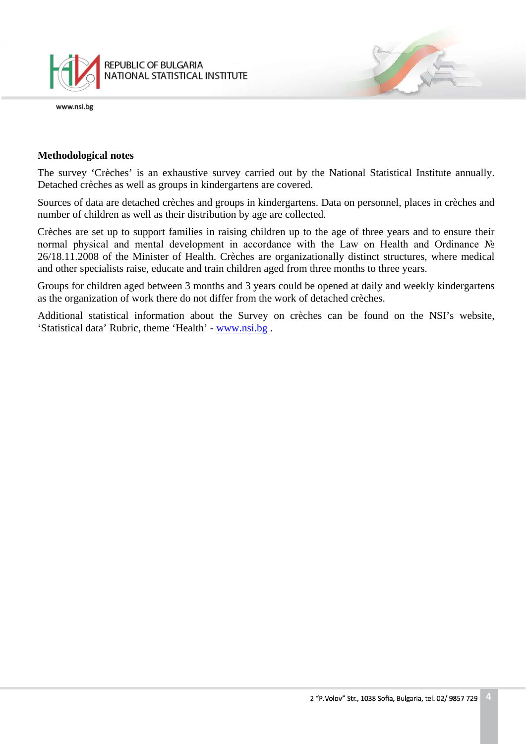## Methodological notes

The survey 'Crèches' is an exhaustive survey carried out by the National Statistical Institute annually. Detached crèches as well as groups in kindergartens are covered.

Sources of data are detached crèches and groups in kindergartens. Data on personnel, places in crèches and number of children as well as their distribution by age are collected.

Crèches are set up to support families in raising children up to the age of three years and to ensure their normal physical and mental development in accordance with the Law on Health and Ordinance № 26/18.11.2008 of the Minister of Health. Crèches are organizationally distinct structures, where medical and other specialists raise, educate and train children aged from three months to three years.

Groups for children aged between 3 months and 3 years could be opened at daily and weekly kindergartens as the organization of work there do not differ from the work of detached crèches.

Additional statistical information about the Survey on crèches can be found on the NSI's website, 'Statistical data' Rubric, theme 'Health' - [www.nsi.bg](http://www.nsi.bg) .